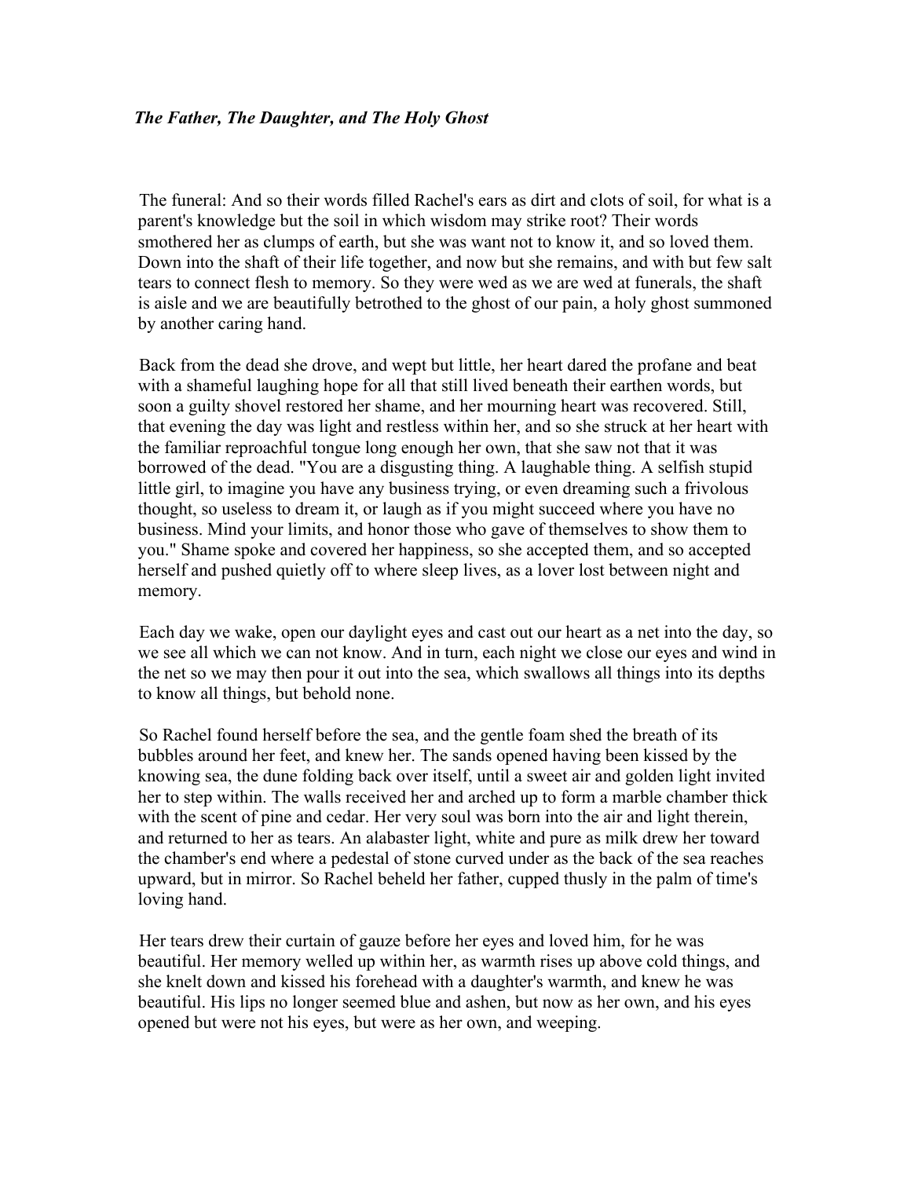***The Father, The Daughter, and The Holy Ghost***

The funeral: And so their words filled Rachel's ears as dirt and clots of soil, for what is a parent's knowledge but the soil in which wisdom may strike root? Their words smothered her as clumps of earth, but she was want not to know it, and so loved them. Down into the shaft of their life together, and now but she remains, and with but few salt tears to connect flesh to memory. So they were wed as we are wed at funerals, the shaft is aisle and we are beautifully betrothed to the ghost of our pain, a holy ghost summoned by another caring hand.

Back from the dead she drove, and wept but little, her heart dared the profane and beat with a shameful laughing hope for all that still lived beneath their earthen words, but soon a guilty shovel restored her shame, and her mourning heart was recovered. Still, that evening the day was light and restless within her, and so she struck at her heart with the familiar reproachful tongue long enough her own, that she saw not that it was borrowed of the dead. "You are a disgusting thing. A laughable thing. A selfish stupid little girl, to imagine you have any business trying, or even dreaming such a frivolous thought, so useless to dream it, or laugh as if you might succeed where you have no business. Mind your limits, and honor those who gave of themselves to show them to you." Shame spoke and covered her happiness, so she accepted them, and so accepted herself and pushed quietly off to where sleep lives, as a lover lost between night and memory.

Each day we wake, open our daylight eyes and cast out our heart as a net into the day, so we see all which we can not know. And in turn, each night we close our eyes and wind in the net so we may then pour it out into the sea, which swallows all things into its depths to know all things, but behold none.

So Rachel found herself before the sea, and the gentle foam shed the breath of its bubbles around her feet, and knew her. The sands opened having been kissed by the knowing sea, the dune folding back over itself, until a sweet air and golden light invited her to step within. The walls received her and arched up to form a marble chamber thick with the scent of pine and cedar. Her very soul was born into the air and light therein, and returned to her as tears. An alabaster light, white and pure as milk drew her toward the chamber's end where a pedestal of stone curved under as the back of the sea reaches upward, but in mirror. So Rachel beheld her father, cupped thusly in the palm of time's loving hand.

Her tears drew their curtain of gauze before her eyes and loved him, for he was beautiful. Her memory welled up within her, as warmth rises up above cold things, and she knelt down and kissed his forehead with a daughter's warmth, and knew he was beautiful. His lips no longer seemed blue and ashen, but now as her own, and his eyes opened but were not his eyes, but were as her own, and weeping.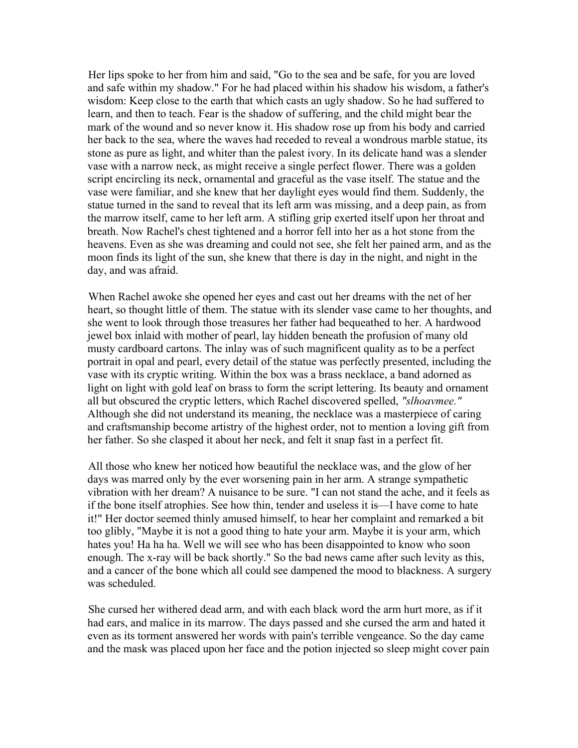Her lips spoke to her from him and said, "Go to the sea and be safe, for you are loved and safe within my shadow." For he had placed within his shadow his wisdom, a father's wisdom: Keep close to the earth that which casts an ugly shadow. So he had suffered to learn, and then to teach. Fear is the shadow of suffering, and the child might bear the mark of the wound and so never know it. His shadow rose up from his body and carried her back to the sea, where the waves had receded to reveal a wondrous marble statue, its stone as pure as light, and whiter than the palest ivory. In its delicate hand was a slender vase with a narrow neck, as might receive a single perfect flower. There was a golden script encircling its neck, ornamental and graceful as the vase itself. The statue and the vase were familiar, and she knew that her daylight eyes would find them. Suddenly, the statue turned in the sand to reveal that its left arm was missing, and a deep pain, as from the marrow itself, came to her left arm. A stifling grip exerted itself upon her throat and breath. Now Rachel's chest tightened and a horror fell into her as a hot stone from the heavens. Even as she was dreaming and could not see, she felt her pained arm, and as the moon finds its light of the sun, she knew that there is day in the night, and night in the day, and was afraid.

When Rachel awoke she opened her eyes and cast out her dreams with the net of her heart, so thought little of them. The statue with its slender vase came to her thoughts, and she went to look through those treasures her father had bequeathed to her. A hardwood jewel box inlaid with mother of pearl, lay hidden beneath the profusion of many old musty cardboard cartons. The inlay was of such magnificent quality as to be a perfect portrait in opal and pearl, every detail of the statue was perfectly presented, including the vase with its cryptic writing. Within the box was a brass necklace, a band adorned as light on light with gold leaf on brass to form the script lettering. Its beauty and ornament all but obscured the cryptic letters, which Rachel discovered spelled, *"slhoavmee."* Although she did not understand its meaning, the necklace was a masterpiece of caring and craftsmanship become artistry of the highest order, not to mention a loving gift from her father. So she clasped it about her neck, and felt it snap fast in a perfect fit.

All those who knew her noticed how beautiful the necklace was, and the glow of her days was marred only by the ever worsening pain in her arm. A strange sympathetic vibration with her dream? A nuisance to be sure. "I can not stand the ache, and it feels as if the bone itself atrophies. See how thin, tender and useless it is—I have come to hate it!" Her doctor seemed thinly amused himself, to hear her complaint and remarked a bit too glibly, "Maybe it is not a good thing to hate your arm. Maybe it is your arm, which hates you! Ha ha ha. Well we will see who has been disappointed to know who soon enough. The x-ray will be back shortly." So the bad news came after such levity as this, and a cancer of the bone which all could see dampened the mood to blackness. A surgery was scheduled.

She cursed her withered dead arm, and with each black word the arm hurt more, as if it had ears, and malice in its marrow. The days passed and she cursed the arm and hated it even as its torment answered her words with pain's terrible vengeance. So the day came and the mask was placed upon her face and the potion injected so sleep might cover pain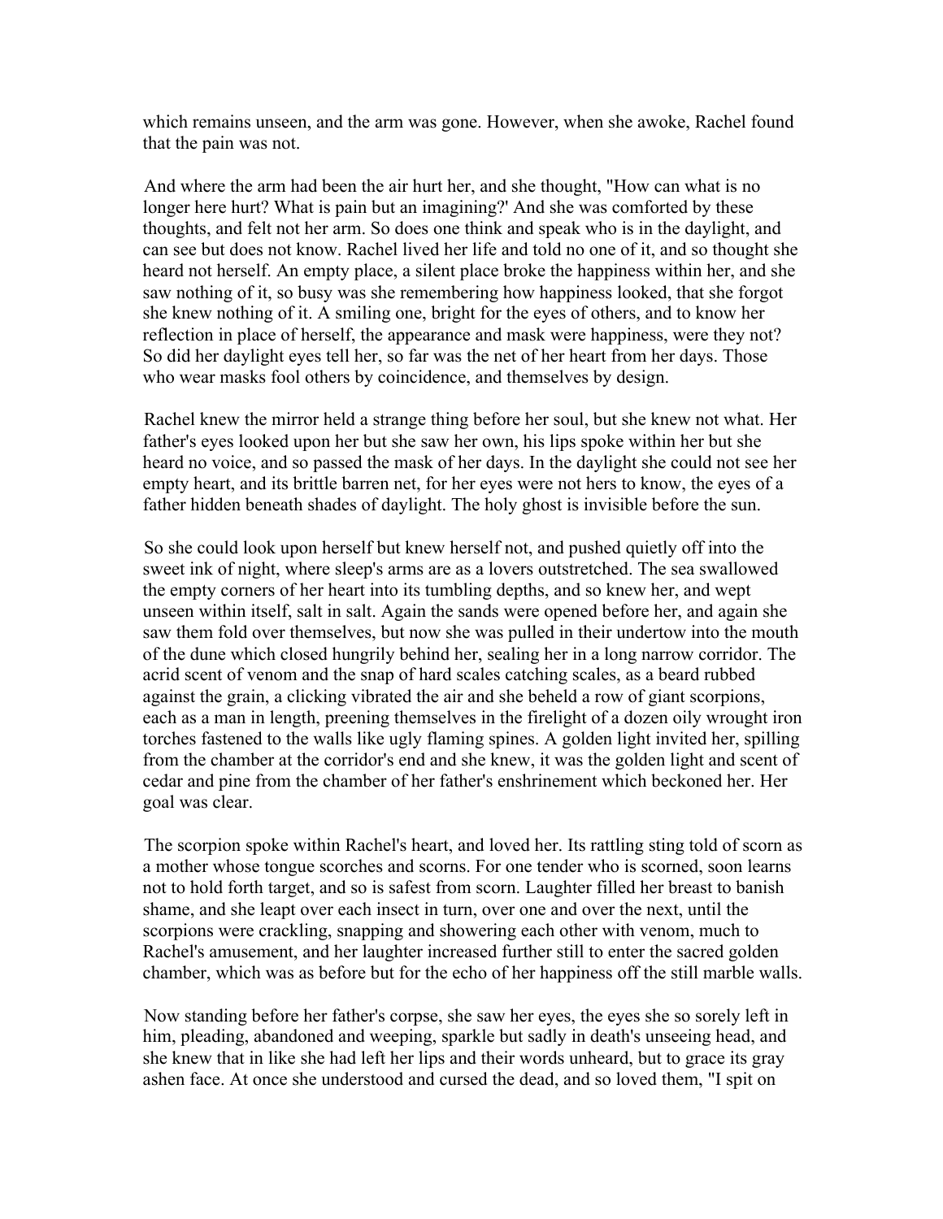which remains unseen, and the arm was gone. However, when she awoke, Rachel found that the pain was not.

And where the arm had been the air hurt her, and she thought, "How can what is no longer here hurt? What is pain but an imagining?' And she was comforted by these thoughts, and felt not her arm. So does one think and speak who is in the daylight, and can see but does not know. Rachel lived her life and told no one of it, and so thought she heard not herself. An empty place, a silent place broke the happiness within her, and she saw nothing of it, so busy was she remembering how happiness looked, that she forgot she knew nothing of it. A smiling one, bright for the eyes of others, and to know her reflection in place of herself, the appearance and mask were happiness, were they not? So did her daylight eyes tell her, so far was the net of her heart from her days. Those who wear masks fool others by coincidence, and themselves by design.

Rachel knew the mirror held a strange thing before her soul, but she knew not what. Her father's eyes looked upon her but she saw her own, his lips spoke within her but she heard no voice, and so passed the mask of her days. In the daylight she could not see her empty heart, and its brittle barren net, for her eyes were not hers to know, the eyes of a father hidden beneath shades of daylight. The holy ghost is invisible before the sun.

So she could look upon herself but knew herself not, and pushed quietly off into the sweet ink of night, where sleep's arms are as a lovers outstretched. The sea swallowed the empty corners of her heart into its tumbling depths, and so knew her, and wept unseen within itself, salt in salt. Again the sands were opened before her, and again she saw them fold over themselves, but now she was pulled in their undertow into the mouth of the dune which closed hungrily behind her, sealing her in a long narrow corridor. The acrid scent of venom and the snap of hard scales catching scales, as a beard rubbed against the grain, a clicking vibrated the air and she beheld a row of giant scorpions, each as a man in length, preening themselves in the firelight of a dozen oily wrought iron torches fastened to the walls like ugly flaming spines. A golden light invited her, spilling from the chamber at the corridor's end and she knew, it was the golden light and scent of cedar and pine from the chamber of her father's enshrinement which beckoned her. Her goal was clear.

The scorpion spoke within Rachel's heart, and loved her. Its rattling sting told of scorn as a mother whose tongue scorches and scorns. For one tender who is scorned, soon learns not to hold forth target, and so is safest from scorn. Laughter filled her breast to banish shame, and she leapt over each insect in turn, over one and over the next, until the scorpions were crackling, snapping and showering each other with venom, much to Rachel's amusement, and her laughter increased further still to enter the sacred golden chamber, which was as before but for the echo of her happiness off the still marble walls.

Now standing before her father's corpse, she saw her eyes, the eyes she so sorely left in him, pleading, abandoned and weeping, sparkle but sadly in death's unseeing head, and she knew that in like she had left her lips and their words unheard, but to grace its gray ashen face. At once she understood and cursed the dead, and so loved them, "I spit on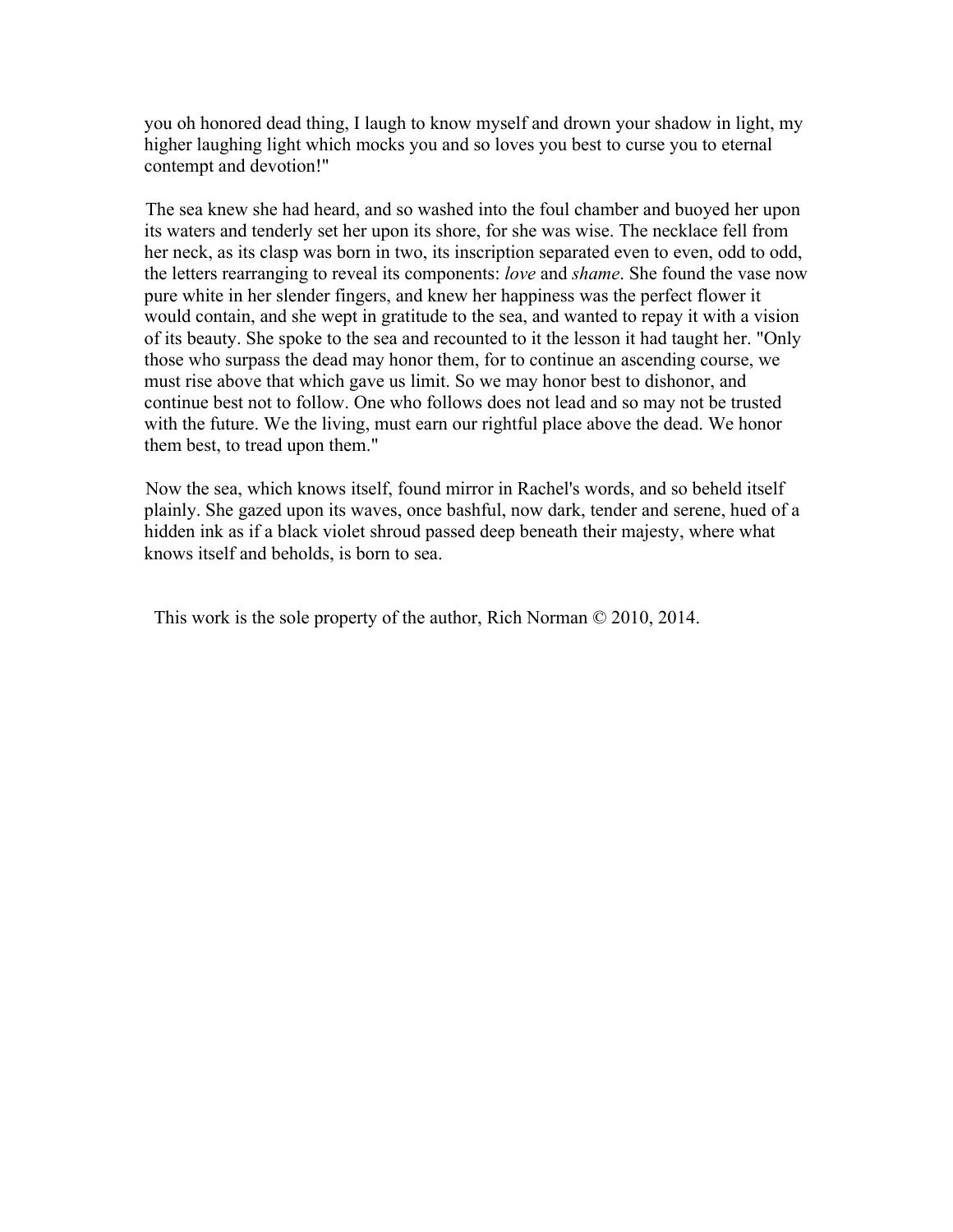you oh honored dead thing, I laugh to know myself and drown your shadow in light, my higher laughing light which mocks you and so loves you best to curse you to eternal contempt and devotion!"

The sea knew she had heard, and so washed into the foul chamber and buoyed her upon its waters and tenderly set her upon its shore, for she was wise. The necklace fell from her neck, as its clasp was born in two, its inscription separated even to even, odd to odd, the letters rearranging to reveal its components: *love* and *shame*. She found the vase now pure white in her slender fingers, and knew her happiness was the perfect flower it would contain, and she wept in gratitude to the sea, and wanted to repay it with a vision of its beauty. She spoke to the sea and recounted to it the lesson it had taught her. "Only those who surpass the dead may honor them, for to continue an ascending course, we must rise above that which gave us limit. So we may honor best to dishonor, and continue best not to follow. One who follows does not lead and so may not be trusted with the future. We the living, must earn our rightful place above the dead. We honor them best, to tread upon them."

Now the sea, which knows itself, found mirror in Rachel's words, and so beheld itself plainly. She gazed upon its waves, once bashful, now dark, tender and serene, hued of a hidden ink as if a black violet shroud passed deep beneath their majesty, where what knows itself and beholds, is born to sea.

This work is the sole property of the author, Rich Norman © 2010, 2014.